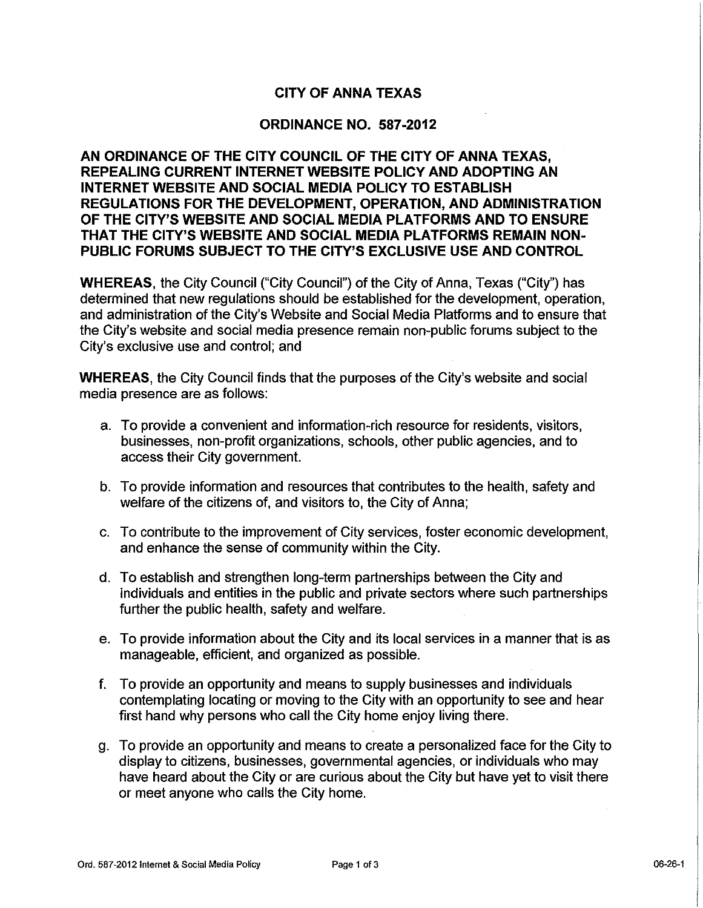# CITY OF ANNA TEXAS

## ORDINANCE NO. 587-2012

**AN ORDINANCE OF THE CITY COUNCIL OF THE CITY OF ANNA TEXAS, REPEALING CURRENT INTERNET WEBSITE POLICY AND ADOPTING AN INTERNET WEBSITE AND SOCIAL MEDIA POLICY TO ESTABLISH REGULATIONS FOR THE DEVELOPMENT, OPERATION, AND ADMINISTRATION OF THE CITY'S WEBSITE AND SOCIAL MEDIA PLATFORMS AND TO ENSURE THAT THE CITY'S WEBSITE AND SOCIAL MEDIA PLATFORMS REMAIN NON-PUBLIC FORUMS SUBJECT TO THE CITY'S EXCLUSIVE USE AND CONTROL**

**WHEREAS**, the City Council ("City Council") of the City of Anna, Texas ("City") has determined that new regulations should be established for the development, operation, and administration of the City's Website and Social Media Platforms and to ensure that the City's website and social media presence remain non-public forums subject to the City's exclusive use and control; and

**WHEREAS**, the City Council finds that the purposes of the City's website and social media presence are as follows:

a. To provide a convenient and information-rich resource for residents, visitors, businesses, non-profit organizations, schools, other public agencies, and to access their City government.

b. To provide information and resources that contributes to the health, safety and welfare of the citizens of, and visitors to, the City of Anna;

c. To contribute to the improvement of City services, foster economic development, and enhance the sense of community within the City.

d. To establish and strengthen long-term partnerships between the City and individuals and entities in the public and private sectors where such partnerships further the public health, safety and welfare.

e. To provide information about the City and its local services in a manner that is as manageable, efficient, and organized as possible.

f. To provide an opportunity and means to supply businesses and individuals contemplating locating or moving to the City with an opportunity to see and hear first hand why persons who call the City home enjoy living there.

g. To provide an opportunity and means to create a personalized face for the City to display to citizens, businesses, governmental agencies, or individuals who may have heard about the City or are curious about the City but have yet to visit there or meet anyone who calls the City home.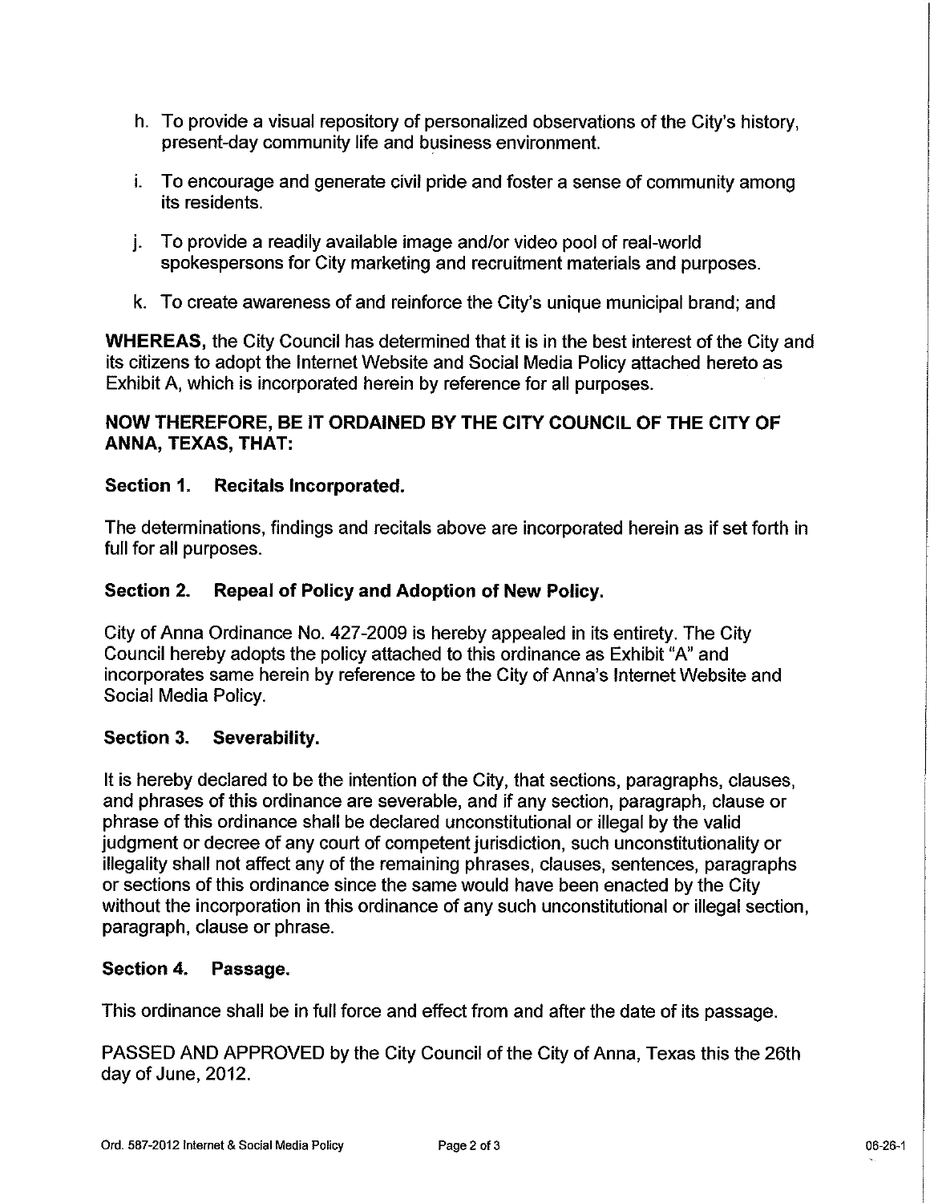h. To provide a visual repository of personalized observations of the City's history, present-day community life and business environment.

i. To encourage and generate civil pride and foster a sense of community among its residents.

j. To provide a readily available image and/or video pool of real-world spokespersons for City marketing and recruitment materials and purposes.

k. To create awareness of and reinforce the City's unique municipal brand; and

**WHEREAS,** the City Council has determined that it is in the best interest of the City and its citizens to adopt the Internet Website and Social Media Policy attached hereto as Exhibit A, which is incorporated herein by reference for all purposes.

**NOW THEREFORE, BE IT ORDAINED BY THE CITY COUNCIL OF THE CITY OF ANNA, TEXAS, THAT:**

**Section 1. Recitals Incorporated.**

The determinations, findings and recitals above are incorporated herein as if set forth in full for all purposes.

**Section 2. Repeal of Policy and Adoption of New Policy.**

City of Anna Ordinance No. 427-2009 is hereby appealed in its entirety. The City Council hereby adopts the policy attached to this ordinance as Exhibit "A" and incorporates same herein by reference to be the City of Anna's Internet Website and Social Media Policy.

**Section 3. Severability.**

It is hereby declared to be the intention of the City, that sections, paragraphs, clauses, and phrases of this ordinance are severable, and if any section, paragraph, clause or phrase of this ordinance shall be declared unconstitutional or illegal by the valid judgment or decree of any court of competent jurisdiction, such unconstitutionality or illegality shall not affect any of the remaining phrases, clauses, sentences, paragraphs or sections of this ordinance since the same would have been enacted by the City without the incorporation in this ordinance of any such unconstitutional or illegal section, paragraph, clause or phrase.

**Section 4. Passage.**

This ordinance shall be in full force and effect from and after the date of its passage.

PASSED AND APPROVED by the City Council of the City of Anna, Texas this the 26th day of June, 2012.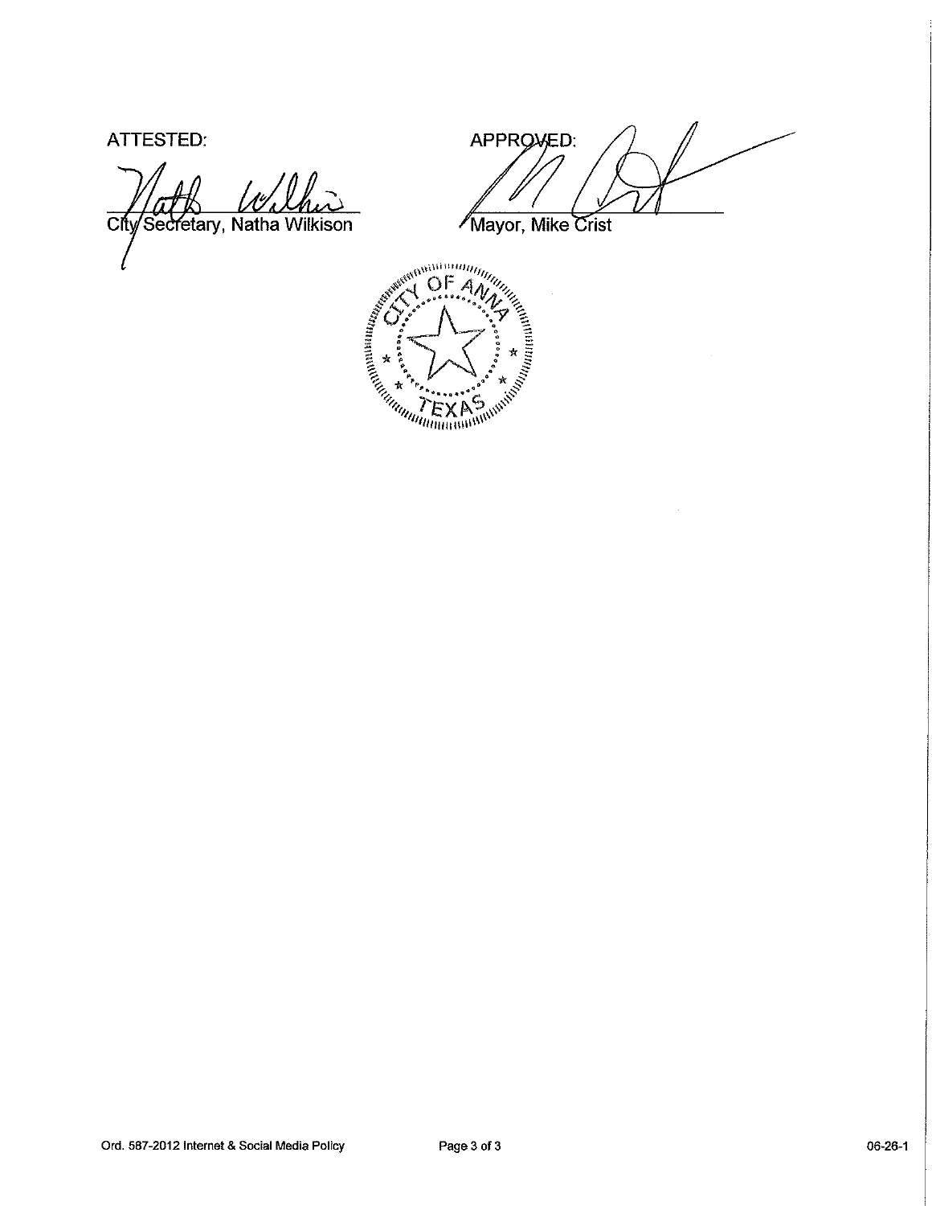ATTESTED:

City Secretary, Natha Wilkison

APPROVED:

Mayor, Mike Crist

CITY OF ANNA TEXAS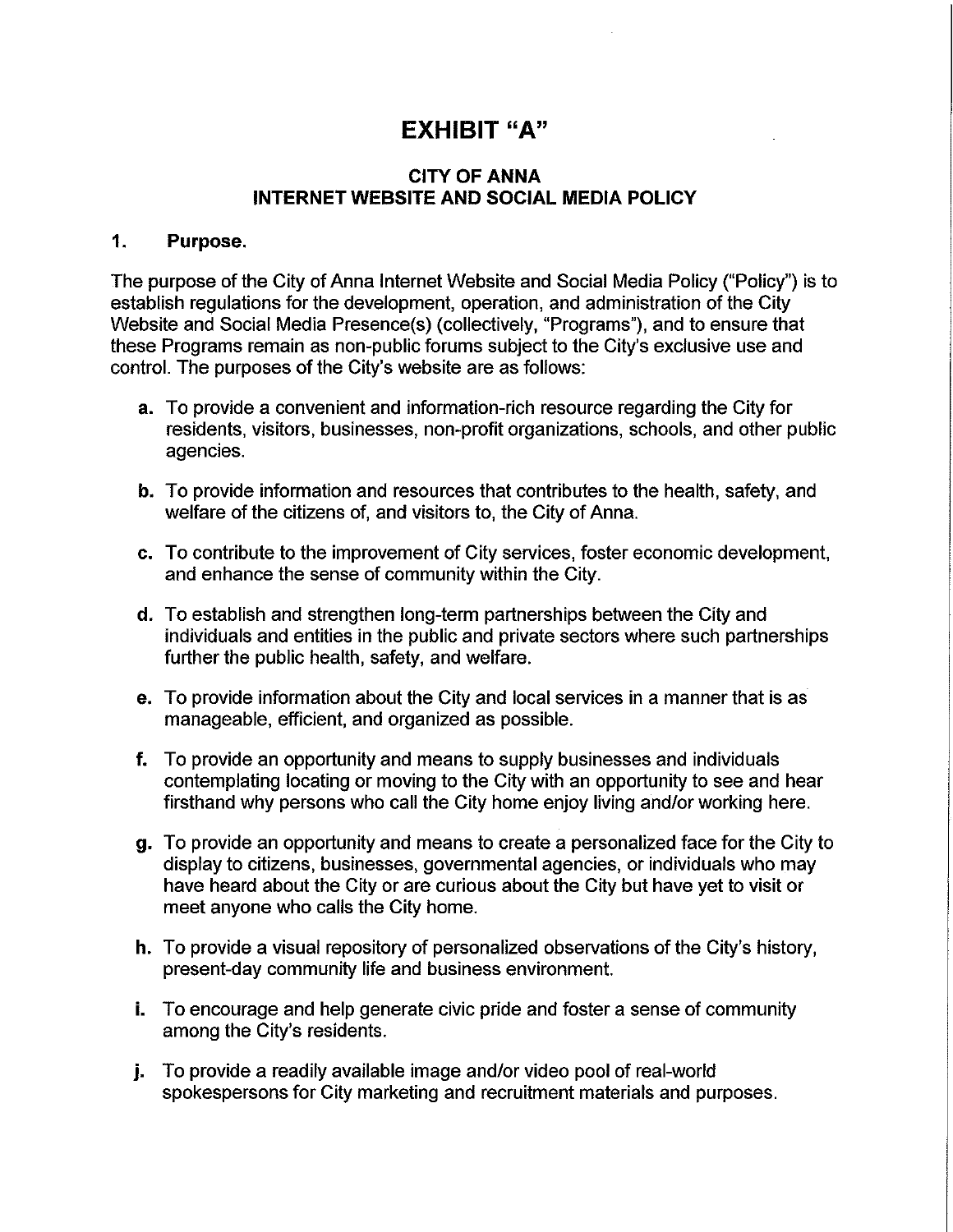# EXHIBIT "A"

## CITY OF ANNA
## INTERNET WEBSITE AND SOCIAL MEDIA POLICY

### 1. Purpose.

The purpose of the City of Anna Internet Website and Social Media Policy ("Policy") is to establish regulations for the development, operation, and administration of the City Website and Social Media Presence(s) (collectively, "Programs"), and to ensure that these Programs remain as non-public forums subject to the City's exclusive use and control. The purposes of the City's website are as follows:

- **a.** To provide a convenient and information-rich resource regarding the City for residents, visitors, businesses, non-profit organizations, schools, and other public agencies.
- **b.** To provide information and resources that contributes to the health, safety, and welfare of the citizens of, and visitors to, the City of Anna.
- **c.** To contribute to the improvement of City services, foster economic development, and enhance the sense of community within the City.
- **d.** To establish and strengthen long-term partnerships between the City and individuals and entities in the public and private sectors where such partnerships further the public health, safety, and welfare.
- **e.** To provide information about the City and local services in a manner that is as manageable, efficient, and organized as possible.
- **f.** To provide an opportunity and means to supply businesses and individuals contemplating locating or moving to the City with an opportunity to see and hear firsthand why persons who call the City home enjoy living and/or working here.
- **g.** To provide an opportunity and means to create a personalized face for the City to display to citizens, businesses, governmental agencies, or individuals who may have heard about the City or are curious about the City but have yet to visit or meet anyone who calls the City home.
- **h.** To provide a visual repository of personalized observations of the City's history, present-day community life and business environment.
- **i.** To encourage and help generate civic pride and foster a sense of community among the City's residents.
- **j.** To provide a readily available image and/or video pool of real-world spokespersons for City marketing and recruitment materials and purposes.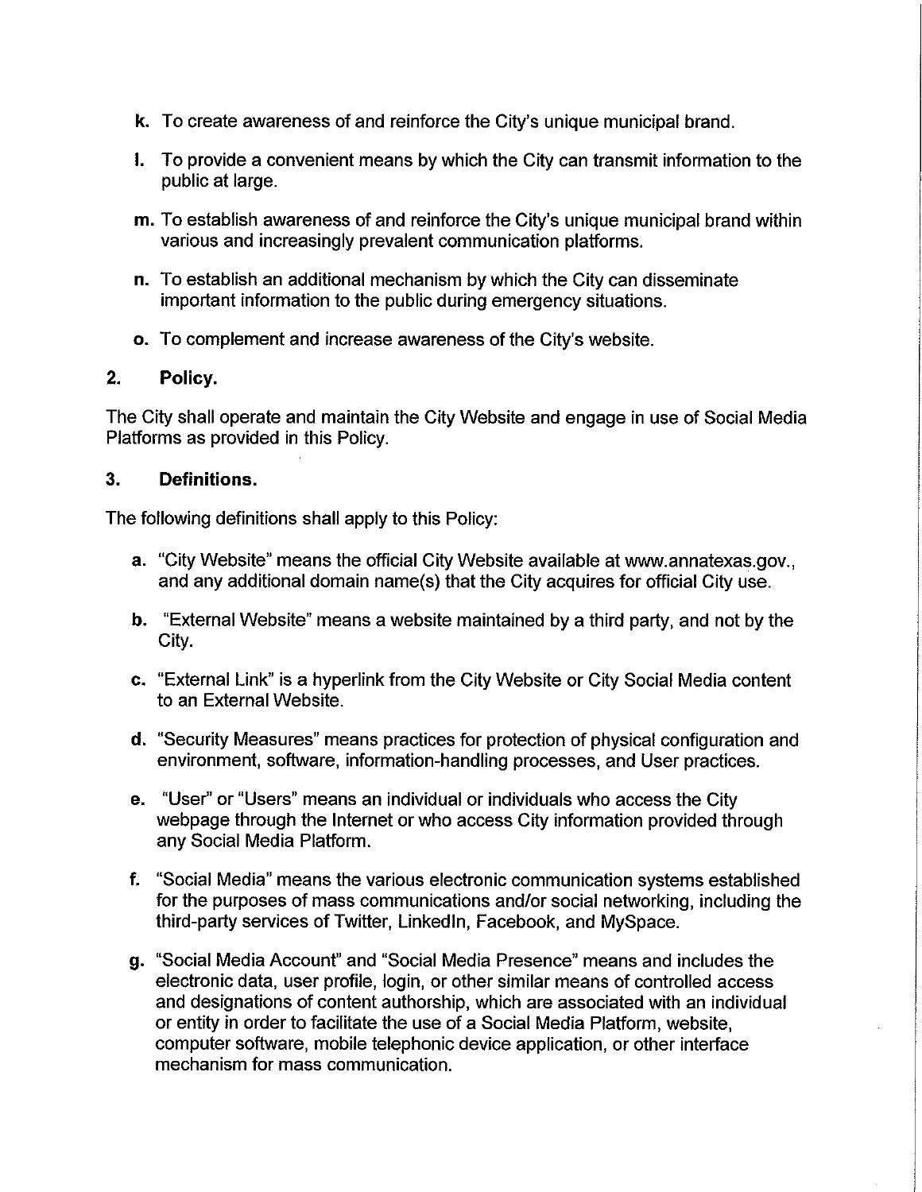k. To create awareness of and reinforce the City's unique municipal brand.

l. To provide a convenient means by which the City can transmit information to the public at large.

m. To establish awareness of and reinforce the City's unique municipal brand within various and increasingly prevalent communication platforms.

n. To establish an additional mechanism by which the City can disseminate important information to the public during emergency situations.

o. To complement and increase awareness of the City's website.

## 2. Policy.

The City shall operate and maintain the City Website and engage in use of Social Media Platforms as provided in this Policy.

## 3. Definitions.

The following definitions shall apply to this Policy:

a. "City Website" means the official City Website available at www.annatexas.gov., and any additional domain name(s) that the City acquires for official City use.

b. "External Website" means a website maintained by a third party, and not by the City.

c. "External Link" is a hyperlink from the City Website or City Social Media content to an External Website.

d. "Security Measures" means practices for protection of physical configuration and environment, software, information-handling processes, and User practices.

e. "User" or "Users" means an individual or individuals who access the City webpage through the Internet or who access City information provided through any Social Media Platform.

f. "Social Media" means the various electronic communication systems established for the purposes of mass communications and/or social networking, including the third-party services of Twitter, LinkedIn, Facebook, and MySpace.

g. "Social Media Account" and "Social Media Presence" means and includes the electronic data, user profile, login, or other similar means of controlled access and designations of content authorship, which are associated with an individual or entity in order to facilitate the use of a Social Media Platform, website, computer software, mobile telephonic device application, or other interface mechanism for mass communication.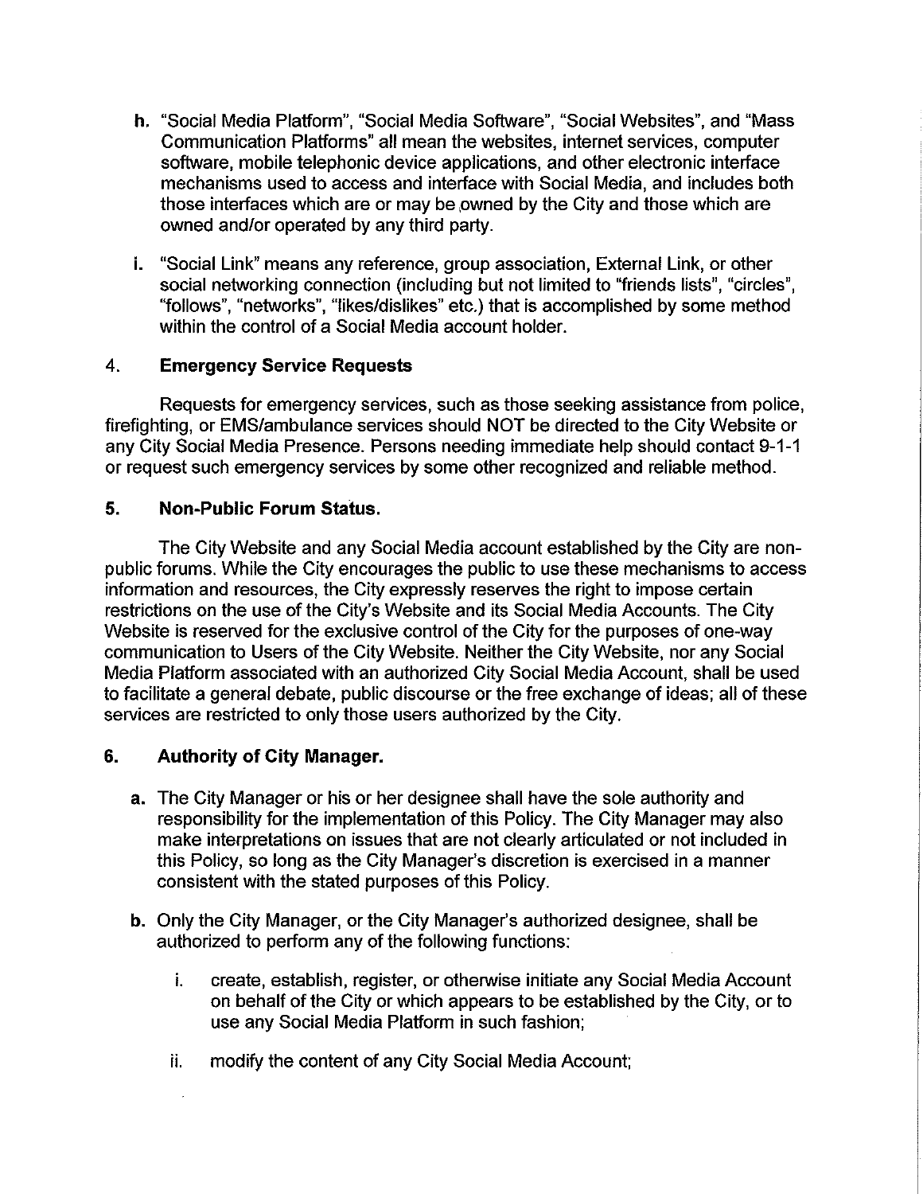h. "Social Media Platform", "Social Media Software", "Social Websites", and "Mass Communication Platforms" all mean the websites, internet services, computer software, mobile telephonic device applications, and other electronic interface mechanisms used to access and interface with Social Media, and includes both those interfaces which are or may be owned by the City and those which are owned and/or operated by any third party.

i. "Social Link" means any reference, group association, External Link, or other social networking connection (including but not limited to "friends lists", "circles", "follows", "networks", "likes/dislikes" etc.) that is accomplished by some method within the control of a Social Media account holder.

## 4. Emergency Service Requests

Requests for emergency services, such as those seeking assistance from police, firefighting, or EMS/ambulance services should NOT be directed to the City Website or any City Social Media Presence. Persons needing immediate help should contact 9-1-1 or request such emergency services by some other recognized and reliable method.

## 5. Non-Public Forum Status.

The City Website and any Social Media account established by the City are non-public forums. While the City encourages the public to use these mechanisms to access information and resources, the City expressly reserves the right to impose certain restrictions on the use of the City's Website and its Social Media Accounts. The City Website is reserved for the exclusive control of the City for the purposes of one-way communication to Users of the City Website. Neither the City Website, nor any Social Media Platform associated with an authorized City Social Media Account, shall be used to facilitate a general debate, public discourse or the free exchange of ideas; all of these services are restricted to only those users authorized by the City.

## 6. Authority of City Manager.

**a.** The City Manager or his or her designee shall have the sole authority and responsibility for the implementation of this Policy. The City Manager may also make interpretations on issues that are not clearly articulated or not included in this Policy, so long as the City Manager's discretion is exercised in a manner consistent with the stated purposes of this Policy.

**b.** Only the City Manager, or the City Manager's authorized designee, shall be authorized to perform any of the following functions:

   i. create, establish, register, or otherwise initiate any Social Media Account on behalf of the City or which appears to be established by the City, or to use any Social Media Platform in such fashion;

   ii. modify the content of any City Social Media Account;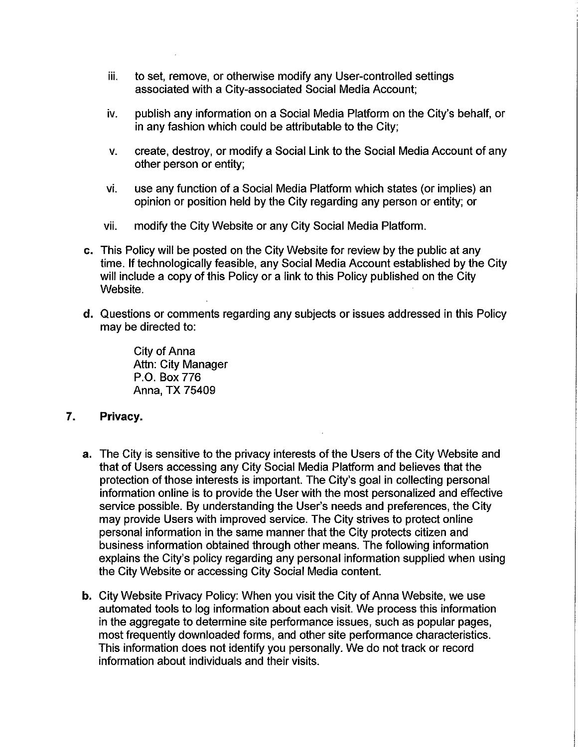iii. to set, remove, or otherwise modify any User-controlled settings associated with a City-associated Social Media Account;

iv. publish any information on a Social Media Platform on the City's behalf, or in any fashion which could be attributable to the City;

v. create, destroy, or modify a Social Link to the Social Media Account of any other person or entity;

vi. use any function of a Social Media Platform which states (or implies) an opinion or position held by the City regarding any person or entity; or

vii. modify the City Website or any City Social Media Platform.

**c.** This Policy will be posted on the City Website for review by the public at any time. If technologically feasible, any Social Media Account established by the City will include a copy of this Policy or a link to this Policy published on the City Website.

**d.** Questions or comments regarding any subjects or issues addressed in this Policy may be directed to:

City of Anna
Attn: City Manager
P.O. Box 776
Anna, TX 75409

## 7. Privacy.

**a.** The City is sensitive to the privacy interests of the Users of the City Website and that of Users accessing any City Social Media Platform and believes that the protection of those interests is important. The City's goal in collecting personal information online is to provide the User with the most personalized and effective service possible. By understanding the User's needs and preferences, the City may provide Users with improved service. The City strives to protect online personal information in the same manner that the City protects citizen and business information obtained through other means. The following information explains the City's policy regarding any personal information supplied when using the City Website or accessing City Social Media content.

**b.** City Website Privacy Policy: When you visit the City of Anna Website, we use automated tools to log information about each visit. We process this information in the aggregate to determine site performance issues, such as popular pages, most frequently downloaded forms, and other site performance characteristics. This information does not identify you personally. We do not track or record information about individuals and their visits.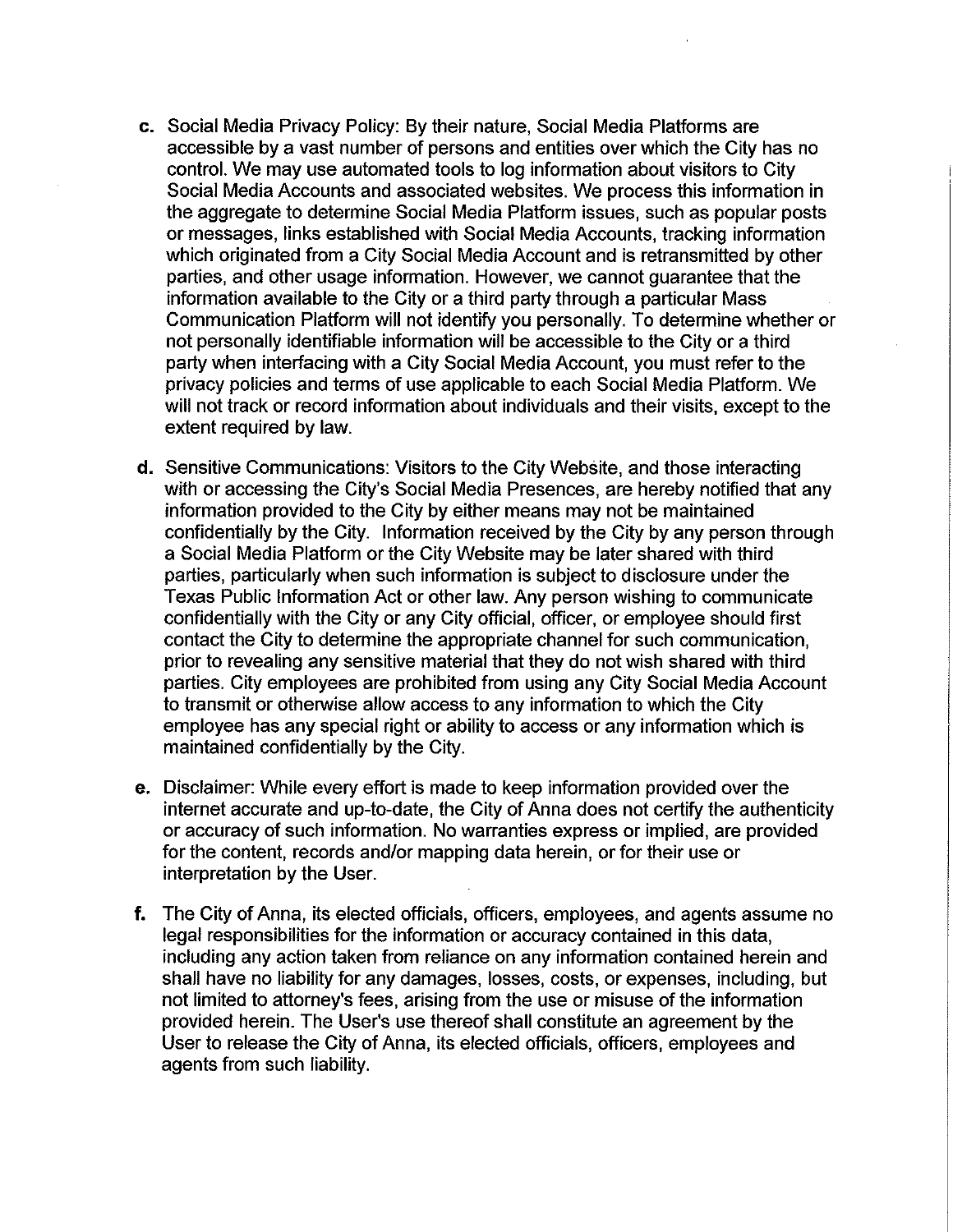c. Social Media Privacy Policy: By their nature, Social Media Platforms are accessible by a vast number of persons and entities over which the City has no control. We may use automated tools to log information about visitors to City Social Media Accounts and associated websites. We process this information in the aggregate to determine Social Media Platform issues, such as popular posts or messages, links established with Social Media Accounts, tracking information which originated from a City Social Media Account and is retransmitted by other parties, and other usage information. However, we cannot guarantee that the information available to the City or a third party through a particular Mass Communication Platform will not identify you personally. To determine whether or not personally identifiable information will be accessible to the City or a third party when interfacing with a City Social Media Account, you must refer to the privacy policies and terms of use applicable to each Social Media Platform. We will not track or record information about individuals and their visits, except to the extent required by law.

d. Sensitive Communications: Visitors to the City Website, and those interacting with or accessing the City's Social Media Presences, are hereby notified that any information provided to the City by either means may not be maintained confidentially by the City. Information received by the City by any person through a Social Media Platform or the City Website may be later shared with third parties, particularly when such information is subject to disclosure under the Texas Public Information Act or other law. Any person wishing to communicate confidentially with the City or any City official, officer, or employee should first contact the City to determine the appropriate channel for such communication, prior to revealing any sensitive material that they do not wish shared with third parties. City employees are prohibited from using any City Social Media Account to transmit or otherwise allow access to any information to which the City employee has any special right or ability to access or any information which is maintained confidentially by the City.

e. Disclaimer: While every effort is made to keep information provided over the internet accurate and up-to-date, the City of Anna does not certify the authenticity or accuracy of such information. No warranties express or implied, are provided for the content, records and/or mapping data herein, or for their use or interpretation by the User.

f. The City of Anna, its elected officials, officers, employees, and agents assume no legal responsibilities for the information or accuracy contained in this data, including any action taken from reliance on any information contained herein and shall have no liability for any damages, losses, costs, or expenses, including, but not limited to attorney's fees, arising from the use or misuse of the information provided herein. The User's use thereof shall constitute an agreement by the User to release the City of Anna, its elected officials, officers, employees and agents from such liability.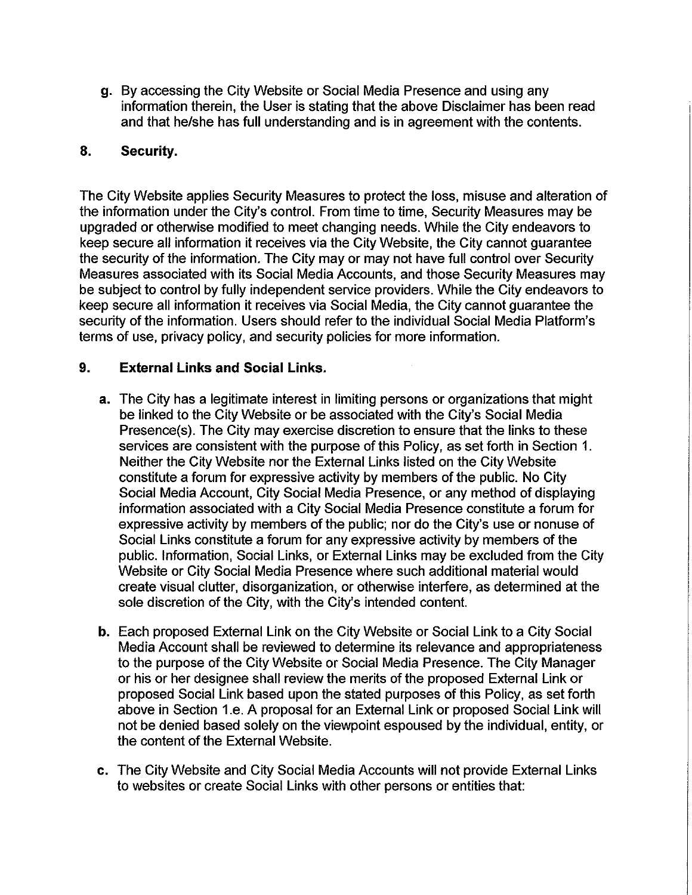g. By accessing the City Website or Social Media Presence and using any information therein, the User is stating that the above Disclaimer has been read and that he/she has full understanding and is in agreement with the contents.

## 8. Security.

The City Website applies Security Measures to protect the loss, misuse and alteration of the information under the City's control. From time to time, Security Measures may be upgraded or otherwise modified to meet changing needs. While the City endeavors to keep secure all information it receives via the City Website, the City cannot guarantee the security of the information. The City may or may not have full control over Security Measures associated with its Social Media Accounts, and those Security Measures may be subject to control by fully independent service providers. While the City endeavors to keep secure all information it receives via Social Media, the City cannot guarantee the security of the information. Users should refer to the individual Social Media Platform's terms of use, privacy policy, and security policies for more information.

## 9. External Links and Social Links.

**a.** The City has a legitimate interest in limiting persons or organizations that might be linked to the City Website or be associated with the City's Social Media Presence(s). The City may exercise discretion to ensure that the links to these services are consistent with the purpose of this Policy, as set forth in Section 1. Neither the City Website nor the External Links listed on the City Website constitute a forum for expressive activity by members of the public. No City Social Media Account, City Social Media Presence, or any method of displaying information associated with a City Social Media Presence constitute a forum for expressive activity by members of the public; nor do the City's use or nonuse of Social Links constitute a forum for any expressive activity by members of the public. Information, Social Links, or External Links may be excluded from the City Website or City Social Media Presence where such additional material would create visual clutter, disorganization, or otherwise interfere, as determined at the sole discretion of the City, with the City's intended content.

**b.** Each proposed External Link on the City Website or Social Link to a City Social Media Account shall be reviewed to determine its relevance and appropriateness to the purpose of the City Website or Social Media Presence. The City Manager or his or her designee shall review the merits of the proposed External Link or proposed Social Link based upon the stated purposes of this Policy, as set forth above in Section 1.e. A proposal for an External Link or proposed Social Link will not be denied based solely on the viewpoint espoused by the individual, entity, or the content of the External Website.

**c.** The City Website and City Social Media Accounts will not provide External Links to websites or create Social Links with other persons or entities that: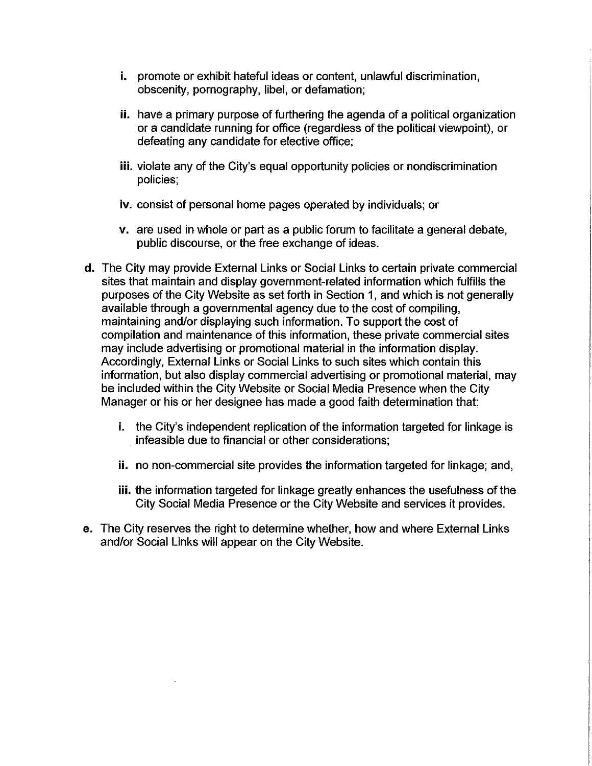- **i.** promote or exhibit hateful ideas or content, unlawful discrimination, obscenity, pornography, libel, or defamation;
   - **ii.** have a primary purpose of furthering the agenda of a political organization or a candidate running for office (regardless of the political viewpoint), or defeating any candidate for elective office;
   - **iii.** violate any of the City's equal opportunity policies or nondiscrimination policies;
   - **iv.** consist of personal home pages operated by individuals; or
   - **v.** are used in whole or part as a public forum to facilitate a general debate, public discourse, or the free exchange of ideas.

- **d.** The City may provide External Links or Social Links to certain private commercial sites that maintain and display government-related information which fulfills the purposes of the City Website as set forth in Section 1, and which is not generally available through a governmental agency due to the cost of compiling, maintaining and/or displaying such information. To support the cost of compilation and maintenance of this information, these private commercial sites may include advertising or promotional material in the information display. Accordingly, External Links or Social Links to such sites which contain this information, but also display commercial advertising or promotional material, may be included within the City Website or Social Media Presence when the City Manager or his or her designee has made a good faith determination that:
   - **i.** the City's independent replication of the information targeted for linkage is infeasible due to financial or other considerations;
   - **ii.** no non-commercial site provides the information targeted for linkage; and,
   - **iii.** the information targeted for linkage greatly enhances the usefulness of the City Social Media Presence or the City Website and services it provides.

- **e.** The City reserves the right to determine whether, how and where External Links and/or Social Links will appear on the City Website.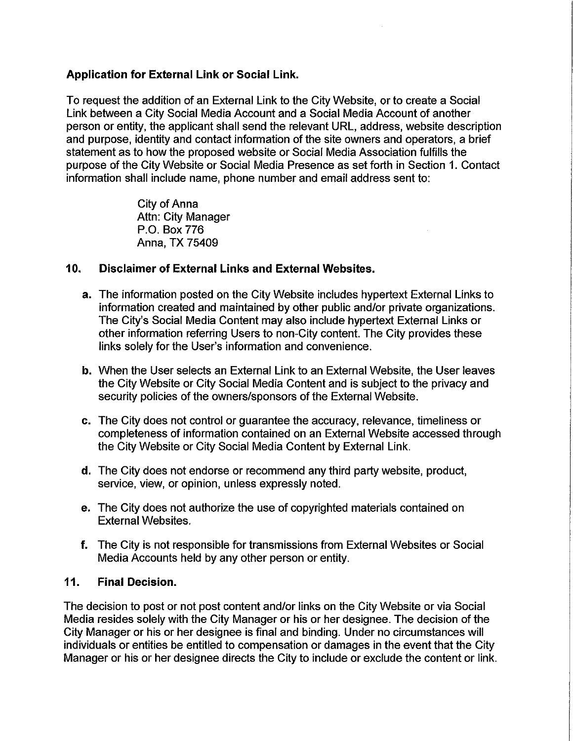**Application for External Link or Social Link.**

To request the addition of an External Link to the City Website, or to create a Social Link between a City Social Media Account and a Social Media Account of another person or entity, the applicant shall send the relevant URL, address, website description and purpose, identity and contact information of the site owners and operators, a brief statement as to how the proposed website or Social Media Association fulfills the purpose of the City Website or Social Media Presence as set forth in Section 1. Contact information shall include name, phone number and email address sent to:

> City of Anna
> Attn: City Manager
> P.O. Box 776
> Anna, TX 75409

## 10. Disclaimer of External Links and External Websites.

- **a.** The information posted on the City Website includes hypertext External Links to information created and maintained by other public and/or private organizations. The City's Social Media Content may also include hypertext External Links or other information referring Users to non-City content. The City provides these links solely for the User's information and convenience.
- **b.** When the User selects an External Link to an External Website, the User leaves the City Website or City Social Media Content and is subject to the privacy and security policies of the owners/sponsors of the External Website.
- **c.** The City does not control or guarantee the accuracy, relevance, timeliness or completeness of information contained on an External Website accessed through the City Website or City Social Media Content by External Link.
- **d.** The City does not endorse or recommend any third party website, product, service, view, or opinion, unless expressly noted.
- **e.** The City does not authorize the use of copyrighted materials contained on External Websites.
- **f.** The City is not responsible for transmissions from External Websites or Social Media Accounts held by any other person or entity.

## 11. Final Decision.

The decision to post or not post content and/or links on the City Website or via Social Media resides solely with the City Manager or his or her designee. The decision of the City Manager or his or her designee is final and binding. Under no circumstances will individuals or entities be entitled to compensation or damages in the event that the City Manager or his or her designee directs the City to include or exclude the content or link.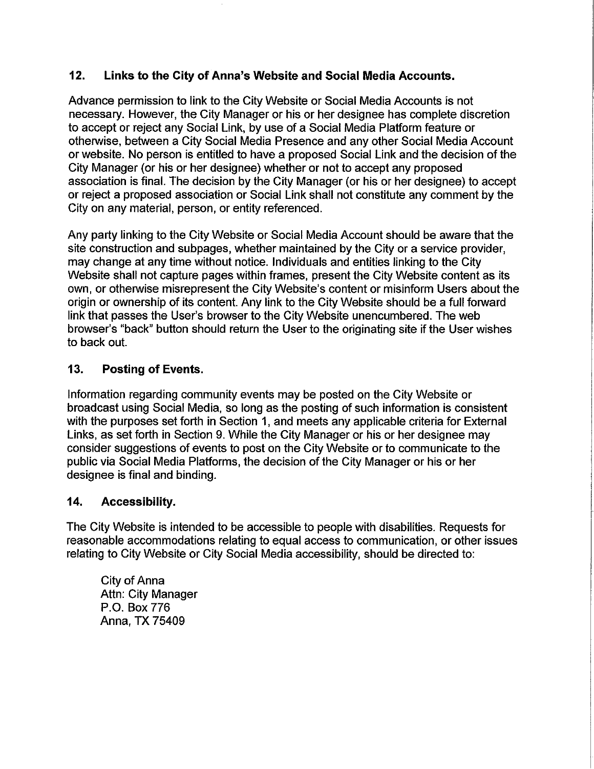## 12. Links to the City of Anna's Website and Social Media Accounts.

Advance permission to link to the City Website or Social Media Accounts is not necessary. However, the City Manager or his or her designee has complete discretion to accept or reject any Social Link, by use of a Social Media Platform feature or otherwise, between a City Social Media Presence and any other Social Media Account or website. No person is entitled to have a proposed Social Link and the decision of the City Manager (or his or her designee) whether or not to accept any proposed association is final. The decision by the City Manager (or his or her designee) to accept or reject a proposed association or Social Link shall not constitute any comment by the City on any material, person, or entity referenced.

Any party linking to the City Website or Social Media Account should be aware that the site construction and subpages, whether maintained by the City or a service provider, may change at any time without notice. Individuals and entities linking to the City Website shall not capture pages within frames, present the City Website content as its own, or otherwise misrepresent the City Website's content or misinform Users about the origin or ownership of its content. Any link to the City Website should be a full forward link that passes the User's browser to the City Website unencumbered. The web browser's "back" button should return the User to the originating site if the User wishes to back out.

## 13. Posting of Events.

Information regarding community events may be posted on the City Website or broadcast using Social Media, so long as the posting of such information is consistent with the purposes set forth in Section 1, and meets any applicable criteria for External Links, as set forth in Section 9. While the City Manager or his or her designee may consider suggestions of events to post on the City Website or to communicate to the public via Social Media Platforms, the decision of the City Manager or his or her designee is final and binding.

## 14. Accessibility.

The City Website is intended to be accessible to people with disabilities. Requests for reasonable accommodations relating to equal access to communication, or other issues relating to City Website or City Social Media accessibility, should be directed to:

City of Anna
Attn: City Manager
P.O. Box 776
Anna, TX 75409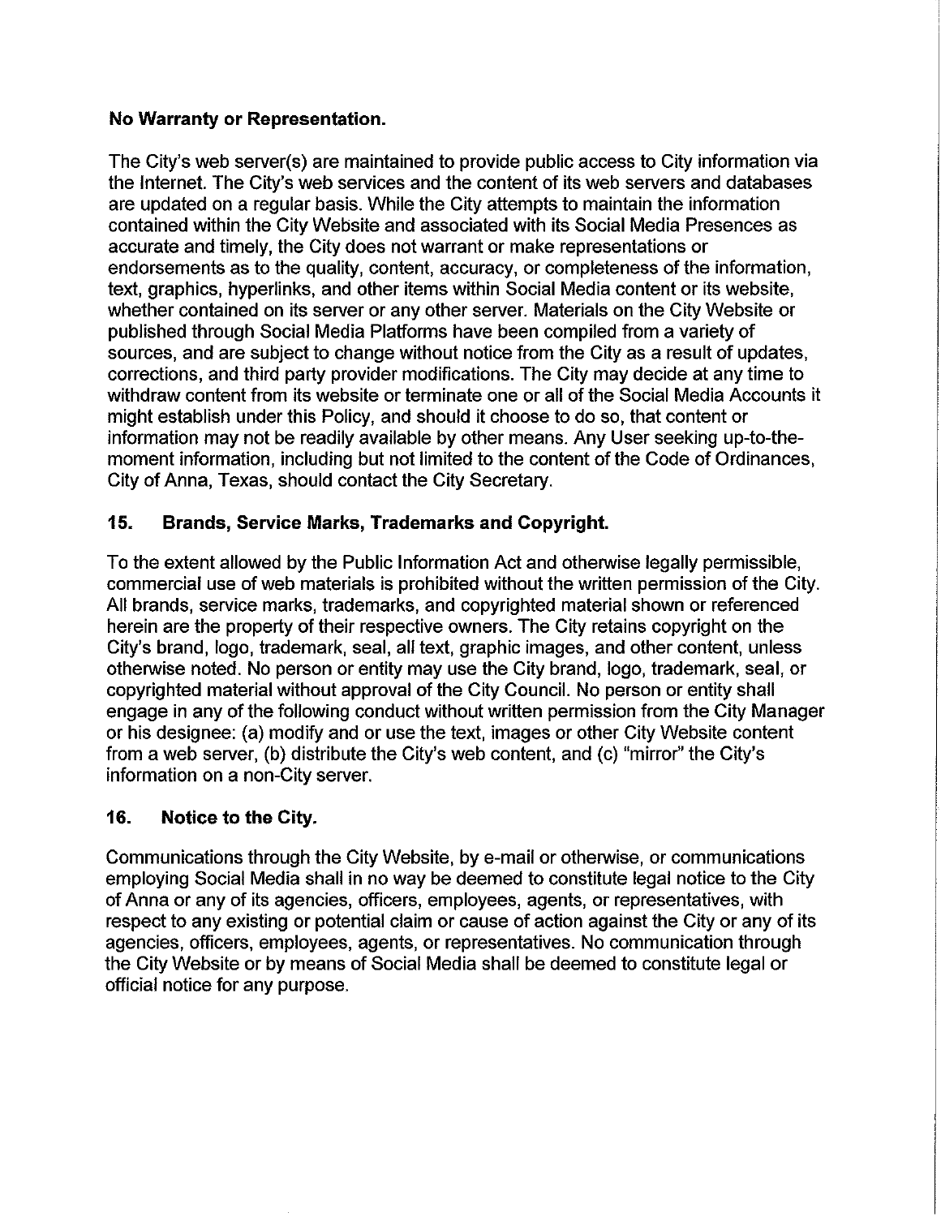**No Warranty or Representation.**

The City's web server(s) are maintained to provide public access to City information via the Internet. The City's web services and the content of its web servers and databases are updated on a regular basis. While the City attempts to maintain the information contained within the City Website and associated with its Social Media Presences as accurate and timely, the City does not warrant or make representations or endorsements as to the quality, content, accuracy, or completeness of the information, text, graphics, hyperlinks, and other items within Social Media content or its website, whether contained on its server or any other server. Materials on the City Website or published through Social Media Platforms have been compiled from a variety of sources, and are subject to change without notice from the City as a result of updates, corrections, and third party provider modifications. The City may decide at any time to withdraw content from its website or terminate one or all of the Social Media Accounts it might establish under this Policy, and should it choose to do so, that content or information may not be readily available by other means. Any User seeking up-to-the-moment information, including but not limited to the content of the Code of Ordinances, City of Anna, Texas, should contact the City Secretary.

## 15. Brands, Service Marks, Trademarks and Copyright.

To the extent allowed by the Public Information Act and otherwise legally permissible, commercial use of web materials is prohibited without the written permission of the City. All brands, service marks, trademarks, and copyrighted material shown or referenced herein are the property of their respective owners. The City retains copyright on the City's brand, logo, trademark, seal, all text, graphic images, and other content, unless otherwise noted. No person or entity may use the City brand, logo, trademark, seal, or copyrighted material without approval of the City Council. No person or entity shall engage in any of the following conduct without written permission from the City Manager or his designee: (a) modify and or use the text, images or other City Website content from a web server, (b) distribute the City's web content, and (c) "mirror" the City's information on a non-City server.

## 16. Notice to the City.

Communications through the City Website, by e-mail or otherwise, or communications employing Social Media shall in no way be deemed to constitute legal notice to the City of Anna or any of its agencies, officers, employees, agents, or representatives, with respect to any existing or potential claim or cause of action against the City or any of its agencies, officers, employees, agents, or representatives. No communication through the City Website or by means of Social Media shall be deemed to constitute legal or official notice for any purpose.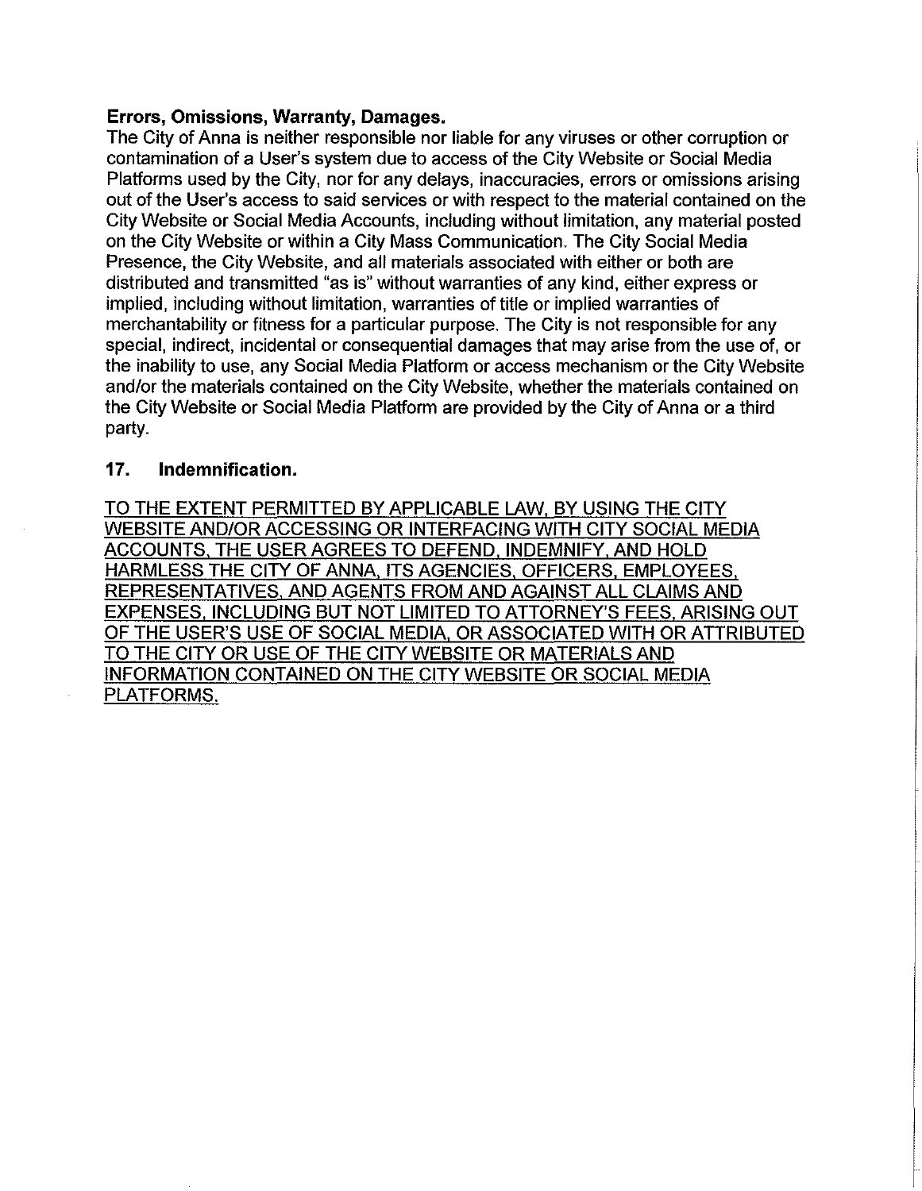**Errors, Omissions, Warranty, Damages.**
The City of Anna is neither responsible nor liable for any viruses or other corruption or contamination of a User's system due to access of the City Website or Social Media Platforms used by the City, nor for any delays, inaccuracies, errors or omissions arising out of the User's access to said services or with respect to the material contained on the City Website or Social Media Accounts, including without limitation, any material posted on the City Website or within a City Mass Communication. The City Social Media Presence, the City Website, and all materials associated with either or both are distributed and transmitted "as is" without warranties of any kind, either express or implied, including without limitation, warranties of title or implied warranties of merchantability or fitness for a particular purpose. The City is not responsible for any special, indirect, incidental or consequential damages that may arise from the use of, or the inability to use, any Social Media Platform or access mechanism or the City Website and/or the materials contained on the City Website, whether the materials contained on the City Website or Social Media Platform are provided by the City of Anna or a third party.

## 17. Indemnification.

<u>TO THE EXTENT PERMITTED BY APPLICABLE LAW, BY USING THE CITY WEBSITE AND/OR ACCESSING OR INTERFACING WITH CITY SOCIAL MEDIA ACCOUNTS, THE USER AGREES TO DEFEND, INDEMNIFY, AND HOLD HARMLESS THE CITY OF ANNA, ITS AGENCIES, OFFICERS, EMPLOYEES, REPRESENTATIVES, AND AGENTS FROM AND AGAINST ALL CLAIMS AND EXPENSES, INCLUDING BUT NOT LIMITED TO ATTORNEY'S FEES, ARISING OUT OF THE USER'S USE OF SOCIAL MEDIA, OR ASSOCIATED WITH OR ATTRIBUTED TO THE CITY OR USE OF THE CITY WEBSITE OR MATERIALS AND INFORMATION CONTAINED ON THE CITY WEBSITE OR SOCIAL MEDIA PLATFORMS.</u>